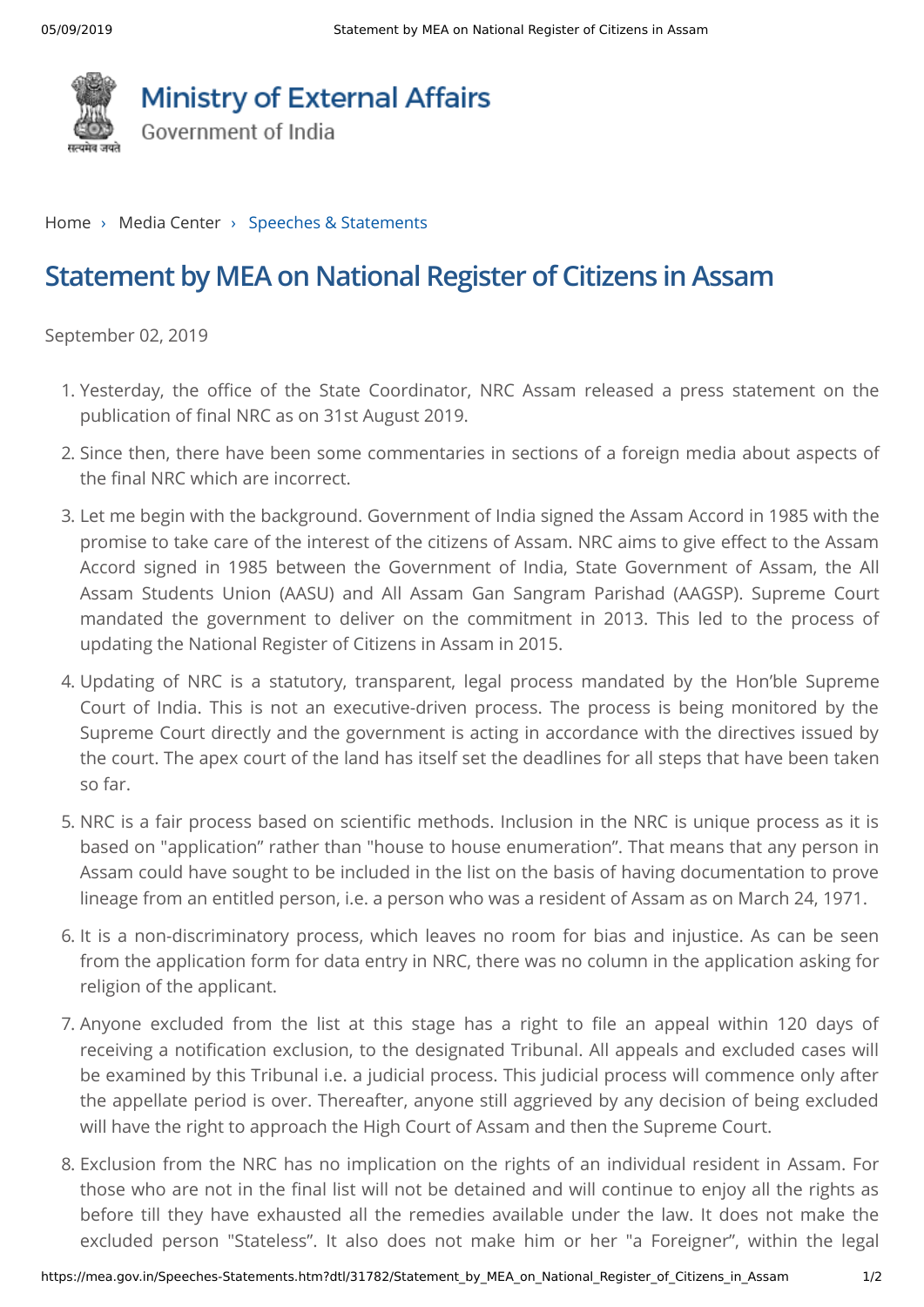Ministry of External Affairs
Government of India

Home › Media Center › Speeches & Statements

# Statement by MEA on National Register of Citizens in Assam

September 02, 2019

1. Yesterday, the office of the State Coordinator, NRC Assam released a press statement on the publication of final NRC as on 31st August 2019.
2. Since then, there have been some commentaries in sections of a foreign media about aspects of the final NRC which are incorrect.
3. Let me begin with the background. Government of India signed the Assam Accord in 1985 with the promise to take care of the interest of the citizens of Assam. NRC aims to give effect to the Assam Accord signed in 1985 between the Government of India, State Government of Assam, the All Assam Students Union (AASU) and All Assam Gan Sangram Parishad (AAGSP). Supreme Court mandated the government to deliver on the commitment in 2013. This led to the process of updating the National Register of Citizens in Assam in 2015.
4. Updating of NRC is a statutory, transparent, legal process mandated by the Hon'ble Supreme Court of India. This is not an executive-driven process. The process is being monitored by the Supreme Court directly and the government is acting in accordance with the directives issued by the court. The apex court of the land has itself set the deadlines for all steps that have been taken so far.
5. NRC is a fair process based on scientific methods. Inclusion in the NRC is unique process as it is based on "application" rather than "house to house enumeration". That means that any person in Assam could have sought to be included in the list on the basis of having documentation to prove lineage from an entitled person, i.e. a person who was a resident of Assam as on March 24, 1971.
6. It is a non-discriminatory process, which leaves no room for bias and injustice. As can be seen from the application form for data entry in NRC, there was no column in the application asking for religion of the applicant.
7. Anyone excluded from the list at this stage has a right to file an appeal within 120 days of receiving a notification exclusion, to the designated Tribunal. All appeals and excluded cases will be examined by this Tribunal i.e. a judicial process. This judicial process will commence only after the appellate period is over. Thereafter, anyone still aggrieved by any decision of being excluded will have the right to approach the High Court of Assam and then the Supreme Court.
8. Exclusion from the NRC has no implication on the rights of an individual resident in Assam. For those who are not in the final list will not be detained and will continue to enjoy all the rights as before till they have exhausted all the remedies available under the law. It does not make the excluded person "Stateless". It also does not make him or her "a Foreigner", within the legal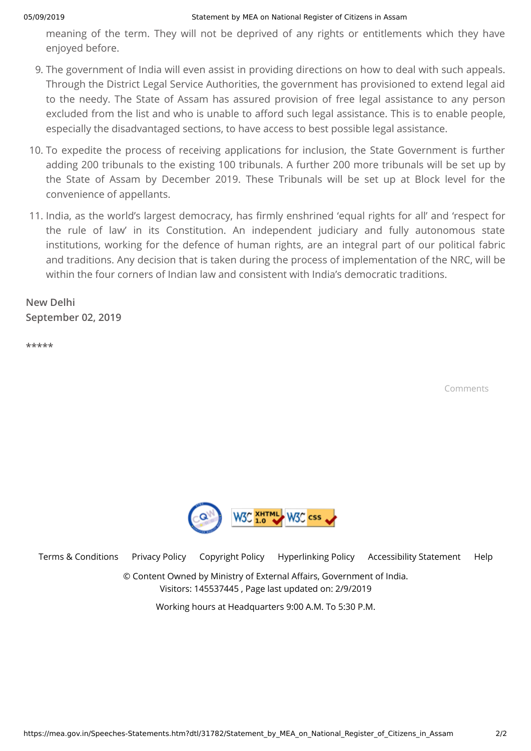meaning of the term. They will not be deprived of any rights or entitlements which they have enjoyed before.

9. The government of India will even assist in providing directions on how to deal with such appeals. Through the District Legal Service Authorities, the government has provisioned to extend legal aid to the needy. The State of Assam has assured provision of free legal assistance to any person excluded from the list and who is unable to afford such legal assistance. This is to enable people, especially the disadvantaged sections, to have access to best possible legal assistance.
10. To expedite the process of receiving applications for inclusion, the State Government is further adding 200 tribunals to the existing 100 tribunals. A further 200 more tribunals will be set up by the State of Assam by December 2019. These Tribunals will be set up at Block level for the convenience of appellants.
11. India, as the world's largest democracy, has firmly enshrined 'equal rights for all' and 'respect for the rule of law' in its Constitution. An independent judiciary and fully autonomous state institutions, working for the defence of human rights, are an integral part of our political fabric and traditions. Any decision that is taken during the process of implementation of the NRC, will be within the four corners of Indian law and consistent with India's democratic traditions.

**New Delhi**
**September 02, 2019**

*****

Comments

Terms & Conditions Privacy Policy Copyright Policy Hyperlinking Policy Accessibility Statement Help

© Content Owned by Ministry of External Affairs, Government of India.
Visitors: 145537445 , Page last updated on: 2/9/2019

Working hours at Headquarters 9:00 A.M. To 5:30 P.M.